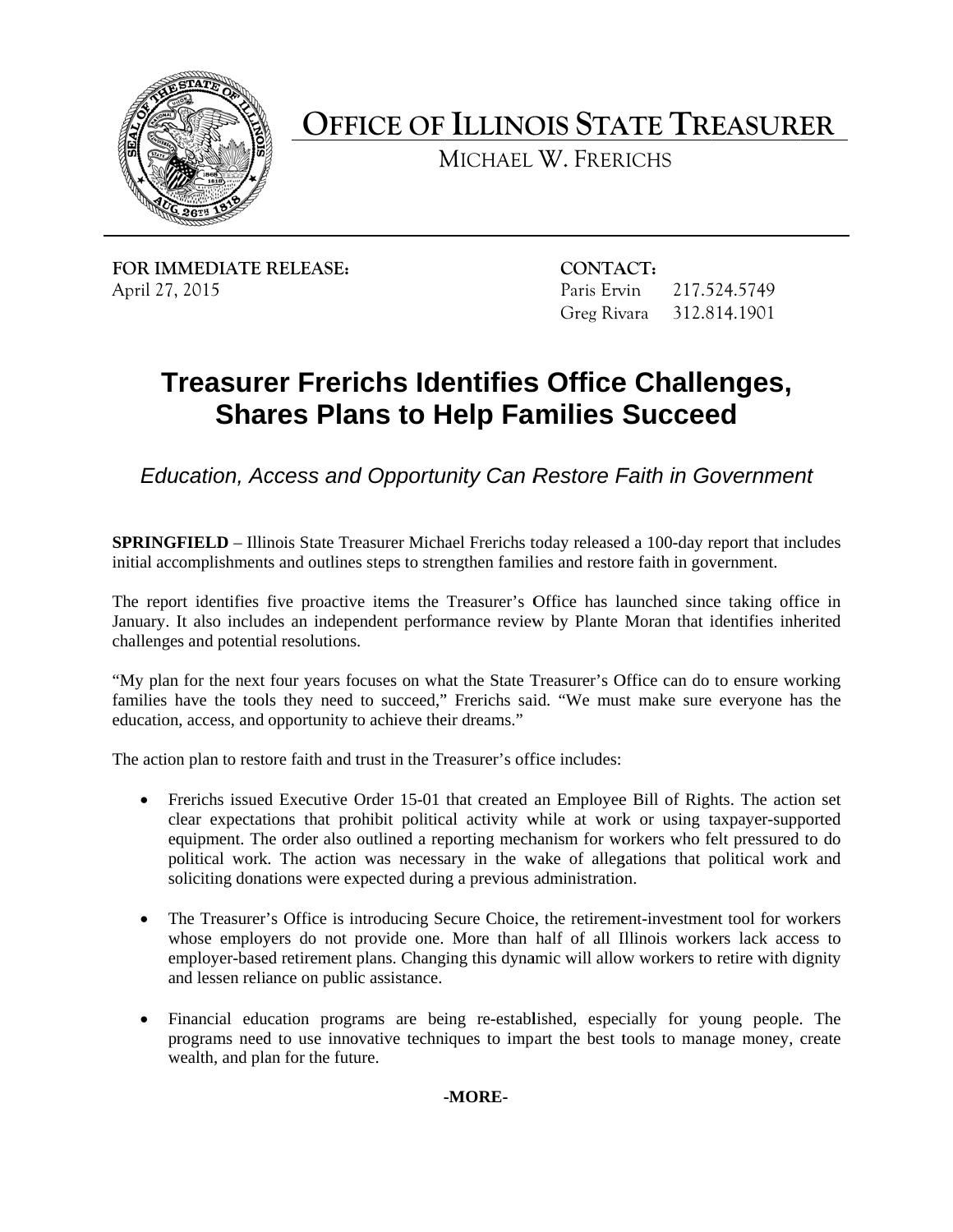# OFFICE OF ILLINOIS STATE TREASURER

MICHAEL W. FRERICHS

**FOR IMMEDIATE RELEASE:**
April 27, 2015

**CONTACT:**
Paris Ervin 217.524.5749
Greg Rivara 312.814.1901

## Treasurer Frerichs Identifies Office Challenges, Shares Plans to Help Families Succeed

*Education, Access and Opportunity Can Restore Faith in Government*

**SPRINGFIELD** – Illinois State Treasurer Michael Frerichs today released a 100-day report that includes initial accomplishments and outlines steps to strengthen families and restore faith in government.

The report identifies five proactive items the Treasurer's Office has launched since taking office in January. It also includes an independent performance review by Plante Moran that identifies inherited challenges and potential resolutions.

"My plan for the next four years focuses on what the State Treasurer's Office can do to ensure working families have the tools they need to succeed," Frerichs said. "We must make sure everyone has the education, access, and opportunity to achieve their dreams."

The action plan to restore faith and trust in the Treasurer's office includes:

- Frerichs issued Executive Order 15-01 that created an Employee Bill of Rights. The action set clear expectations that prohibit political activity while at work or using taxpayer-supported equipment. The order also outlined a reporting mechanism for workers who felt pressured to do political work. The action was necessary in the wake of allegations that political work and soliciting donations were expected during a previous administration.

- The Treasurer's Office is introducing Secure Choice, the retirement-investment tool for workers whose employers do not provide one. More than half of all Illinois workers lack access to employer-based retirement plans. Changing this dynamic will allow workers to retire with dignity and lessen reliance on public assistance.

- Financial education programs are being re-established, especially for young people. The programs need to use innovative techniques to impart the best tools to manage money, create wealth, and plan for the future.

**-MORE-**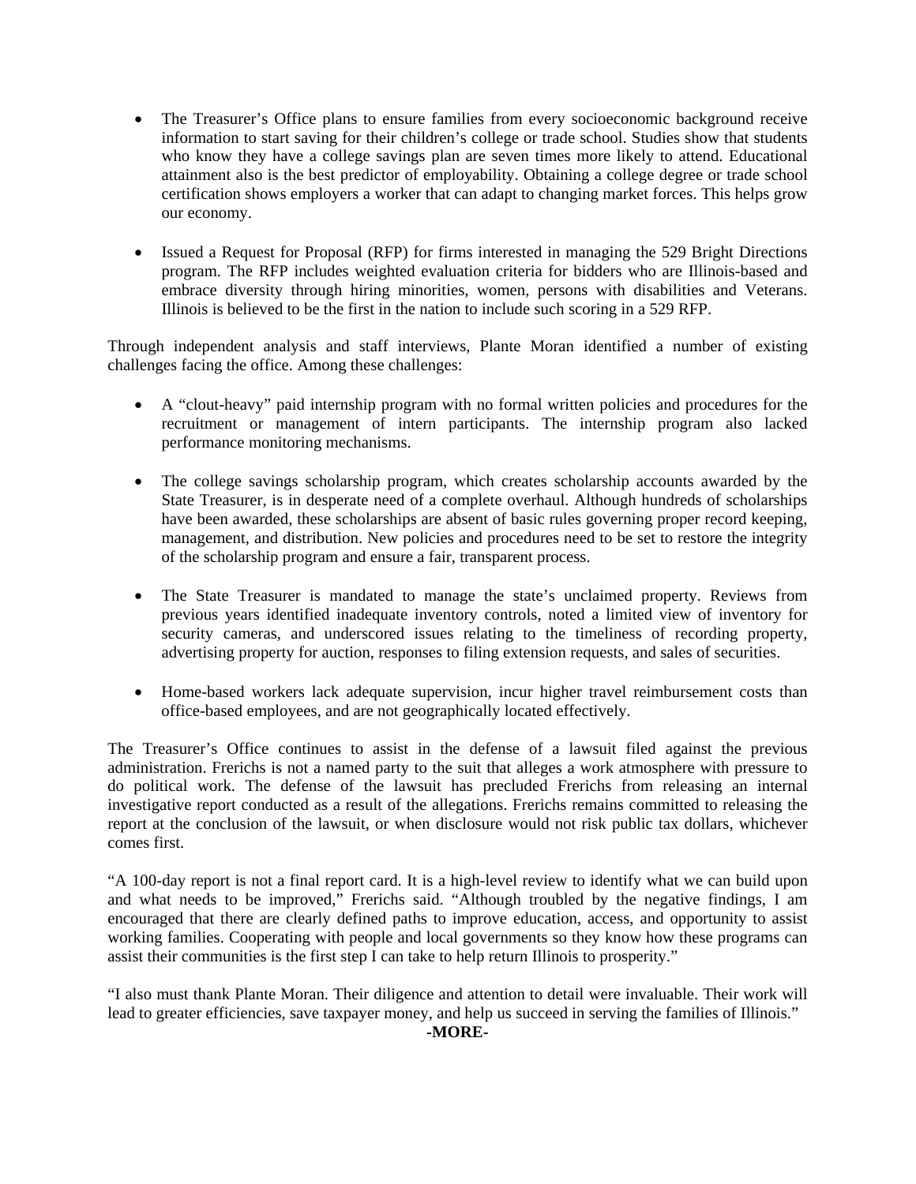- The Treasurer's Office plans to ensure families from every socioeconomic background receive information to start saving for their children's college or trade school. Studies show that students who know they have a college savings plan are seven times more likely to attend. Educational attainment also is the best predictor of employability. Obtaining a college degree or trade school certification shows employers a worker that can adapt to changing market forces. This helps grow our economy.

- Issued a Request for Proposal (RFP) for firms interested in managing the 529 Bright Directions program. The RFP includes weighted evaluation criteria for bidders who are Illinois-based and embrace diversity through hiring minorities, women, persons with disabilities and Veterans. Illinois is believed to be the first in the nation to include such scoring in a 529 RFP.

Through independent analysis and staff interviews, Plante Moran identified a number of existing challenges facing the office. Among these challenges:

- A "clout-heavy" paid internship program with no formal written policies and procedures for the recruitment or management of intern participants. The internship program also lacked performance monitoring mechanisms.

- The college savings scholarship program, which creates scholarship accounts awarded by the State Treasurer, is in desperate need of a complete overhaul. Although hundreds of scholarships have been awarded, these scholarships are absent of basic rules governing proper record keeping, management, and distribution. New policies and procedures need to be set to restore the integrity of the scholarship program and ensure a fair, transparent process.

- The State Treasurer is mandated to manage the state's unclaimed property. Reviews from previous years identified inadequate inventory controls, noted a limited view of inventory for security cameras, and underscored issues relating to the timeliness of recording property, advertising property for auction, responses to filing extension requests, and sales of securities.

- Home-based workers lack adequate supervision, incur higher travel reimbursement costs than office-based employees, and are not geographically located effectively.

The Treasurer's Office continues to assist in the defense of a lawsuit filed against the previous administration. Frerichs is not a named party to the suit that alleges a work atmosphere with pressure to do political work. The defense of the lawsuit has precluded Frerichs from releasing an internal investigative report conducted as a result of the allegations. Frerichs remains committed to releasing the report at the conclusion of the lawsuit, or when disclosure would not risk public tax dollars, whichever comes first.

"A 100-day report is not a final report card. It is a high-level review to identify what we can build upon and what needs to be improved," Frerichs said. "Although troubled by the negative findings, I am encouraged that there are clearly defined paths to improve education, access, and opportunity to assist working families. Cooperating with people and local governments so they know how these programs can assist their communities is the first step I can take to help return Illinois to prosperity."

"I also must thank Plante Moran. Their diligence and attention to detail were invaluable. Their work will lead to greater efficiencies, save taxpayer money, and help us succeed in serving the families of Illinois."

**-MORE-**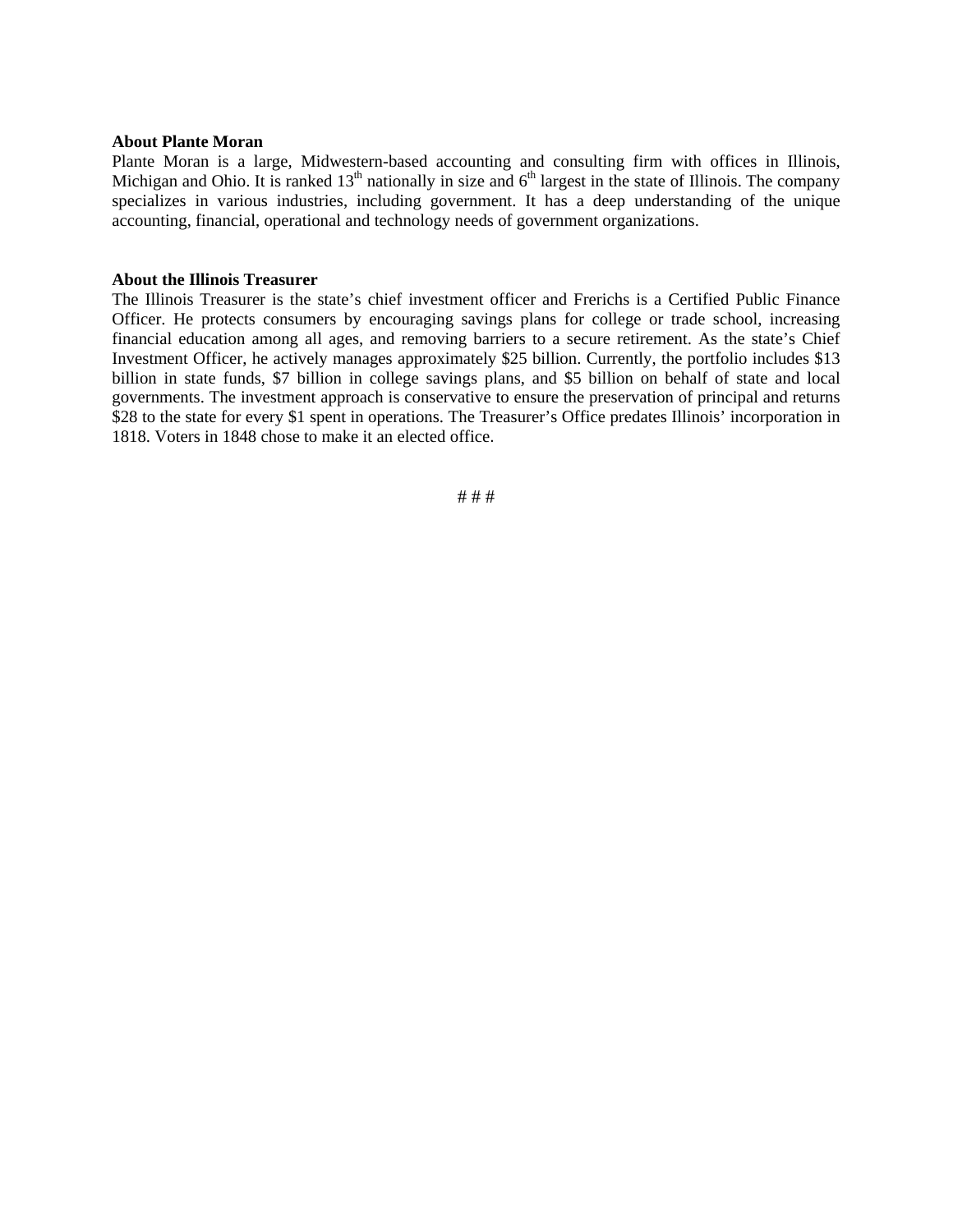**About Plante Moran**

Plante Moran is a large, Midwestern-based accounting and consulting firm with offices in Illinois, Michigan and Ohio. It is ranked 13th nationally in size and 6th largest in the state of Illinois. The company specializes in various industries, including government. It has a deep understanding of the unique accounting, financial, operational and technology needs of government organizations.

**About the Illinois Treasurer**

The Illinois Treasurer is the state's chief investment officer and Frerichs is a Certified Public Finance Officer. He protects consumers by encouraging savings plans for college or trade school, increasing financial education among all ages, and removing barriers to a secure retirement. As the state's Chief Investment Officer, he actively manages approximately $25 billion. Currently, the portfolio includes $13 billion in state funds, $7 billion in college savings plans, and $5 billion on behalf of state and local governments. The investment approach is conservative to ensure the preservation of principal and returns $28 to the state for every $1 spent in operations. The Treasurer's Office predates Illinois' incorporation in 1818. Voters in 1848 chose to make it an elected office.

# # #